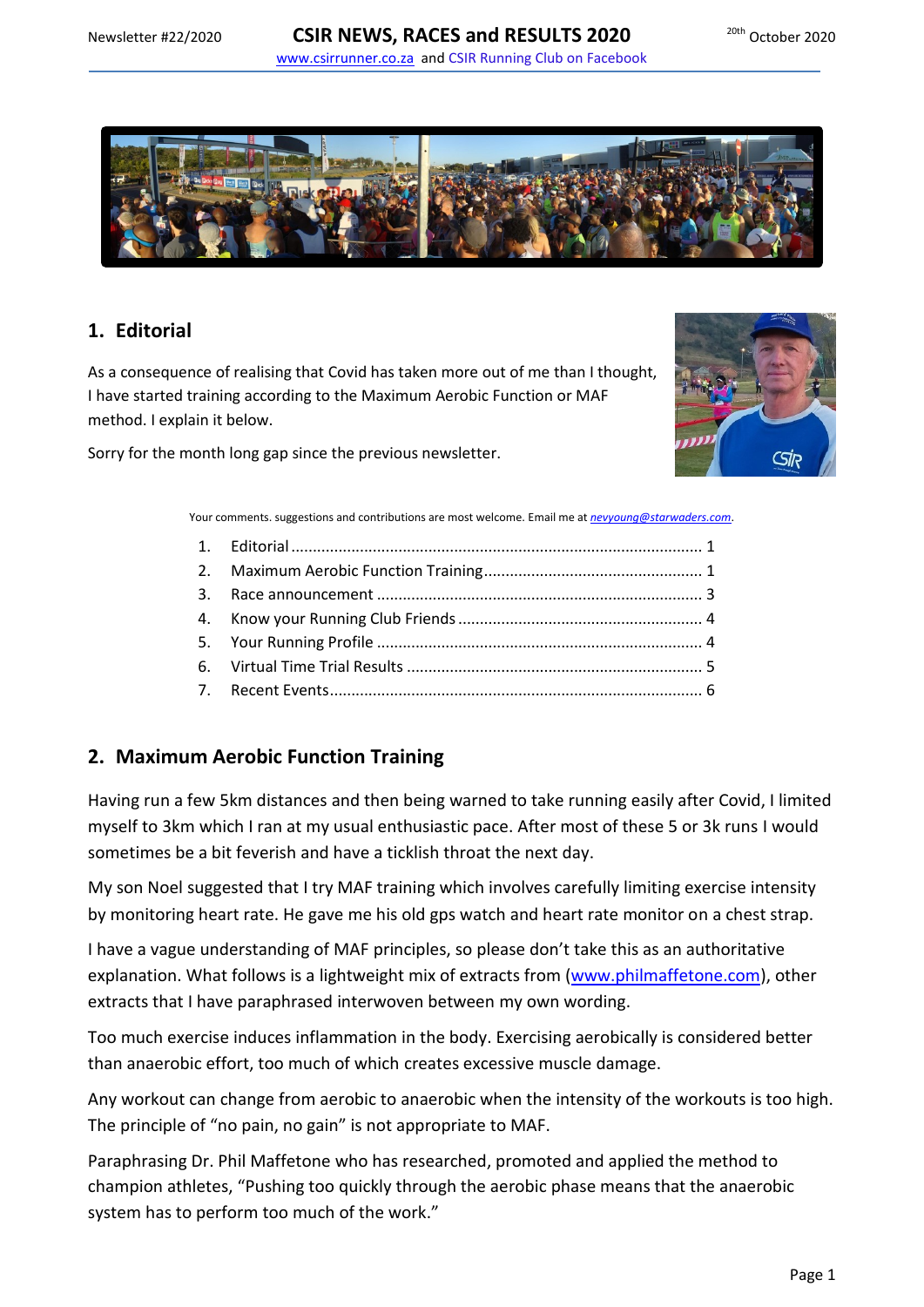# CSIR NEWS, RACES and RESULTS 2020

Newsletter #22/2020 — 20th October 2020

www.csirrunner.co.za and CSIR Running Club on Facebook

## 1. Editorial

As a consequence of realising that Covid has taken more out of me than I thought, I have started training according to the Maximum Aerobic Function or MAF method. I explain it below.

Sorry for the month long gap since the previous newsletter.

Your comments. suggestions and contributions are most welcome. Email me at *nevyoung@starwaders.com*.

1. Editorial ........................................ 1
2. Maximum Aerobic Function Training ........................................ 1
3. Race announcement ........................................ 3
4. Know your Running Club Friends ........................................ 4
5. Your Running Profile ........................................ 4
6. Virtual Time Trial Results ........................................ 5
7. Recent Events ........................................ 6

## 2. Maximum Aerobic Function Training

Having run a few 5km distances and then being warned to take running easily after Covid, I limited myself to 3km which I ran at my usual enthusiastic pace. After most of these 5 or 3k runs I would sometimes be a bit feverish and have a ticklish throat the next day.

My son Noel suggested that I try MAF training which involves carefully limiting exercise intensity by monitoring heart rate. He gave me his old gps watch and heart rate monitor on a chest strap.

I have a vague understanding of MAF principles, so please don't take this as an authoritative explanation. What follows is a lightweight mix of extracts from (www.philmaffetone.com), other extracts that I have paraphrased interwoven between my own wording.

Too much exercise induces inflammation in the body. Exercising aerobically is considered better than anaerobic effort, too much of which creates excessive muscle damage.

Any workout can change from aerobic to anaerobic when the intensity of the workouts is too high. The principle of "no pain, no gain" is not appropriate to MAF.

Paraphrasing Dr. Phil Maffetone who has researched, promoted and applied the method to champion athletes, "Pushing too quickly through the aerobic phase means that the anaerobic system has to perform too much of the work."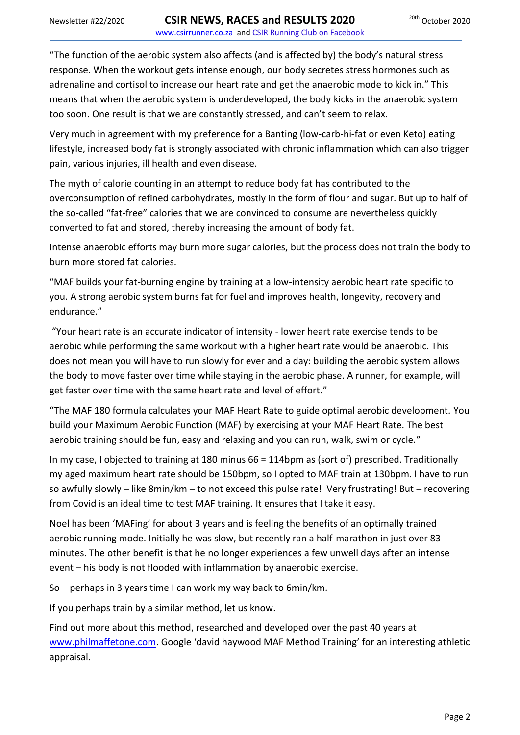"The function of the aerobic system also affects (and is affected by) the body's natural stress response. When the workout gets intense enough, our body secretes stress hormones such as adrenaline and cortisol to increase our heart rate and get the anaerobic mode to kick in." This means that when the aerobic system is underdeveloped, the body kicks in the anaerobic system too soon. One result is that we are constantly stressed, and can't seem to relax.

Very much in agreement with my preference for a Banting (low-carb-hi-fat or even Keto) eating lifestyle, increased body fat is strongly associated with chronic inflammation which can also trigger pain, various injuries, ill health and even disease.

The myth of calorie counting in an attempt to reduce body fat has contributed to the overconsumption of refined carbohydrates, mostly in the form of flour and sugar. But up to half of the so-called "fat-free" calories that we are convinced to consume are nevertheless quickly converted to fat and stored, thereby increasing the amount of body fat.

Intense anaerobic efforts may burn more sugar calories, but the process does not train the body to burn more stored fat calories.

"MAF builds your fat-burning engine by training at a low-intensity aerobic heart rate specific to you. A strong aerobic system burns fat for fuel and improves health, longevity, recovery and endurance."

"Your heart rate is an accurate indicator of intensity - lower heart rate exercise tends to be aerobic while performing the same workout with a higher heart rate would be anaerobic. This does not mean you will have to run slowly for ever and a day: building the aerobic system allows the body to move faster over time while staying in the aerobic phase. A runner, for example, will get faster over time with the same heart rate and level of effort."

"The MAF 180 formula calculates your MAF Heart Rate to guide optimal aerobic development. You build your Maximum Aerobic Function (MAF) by exercising at your MAF Heart Rate. The best aerobic training should be fun, easy and relaxing and you can run, walk, swim or cycle."

In my case, I objected to training at 180 minus 66 = 114bpm as (sort of) prescribed. Traditionally my aged maximum heart rate should be 150bpm, so I opted to MAF train at 130bpm. I have to run so awfully slowly – like 8min/km – to not exceed this pulse rate! Very frustrating! But – recovering from Covid is an ideal time to test MAF training. It ensures that I take it easy.

Noel has been 'MAFing' for about 3 years and is feeling the benefits of an optimally trained aerobic running mode. Initially he was slow, but recently ran a half-marathon in just over 83 minutes. The other benefit is that he no longer experiences a few unwell days after an intense event – his body is not flooded with inflammation by anaerobic exercise.

So – perhaps in 3 years time I can work my way back to 6min/km.

If you perhaps train by a similar method, let us know.

Find out more about this method, researched and developed over the past 40 years at [www.philmaffetone.com](http://www.philmaffetone.com). Google 'david haywood MAF Method Training' for an interesting athletic appraisal.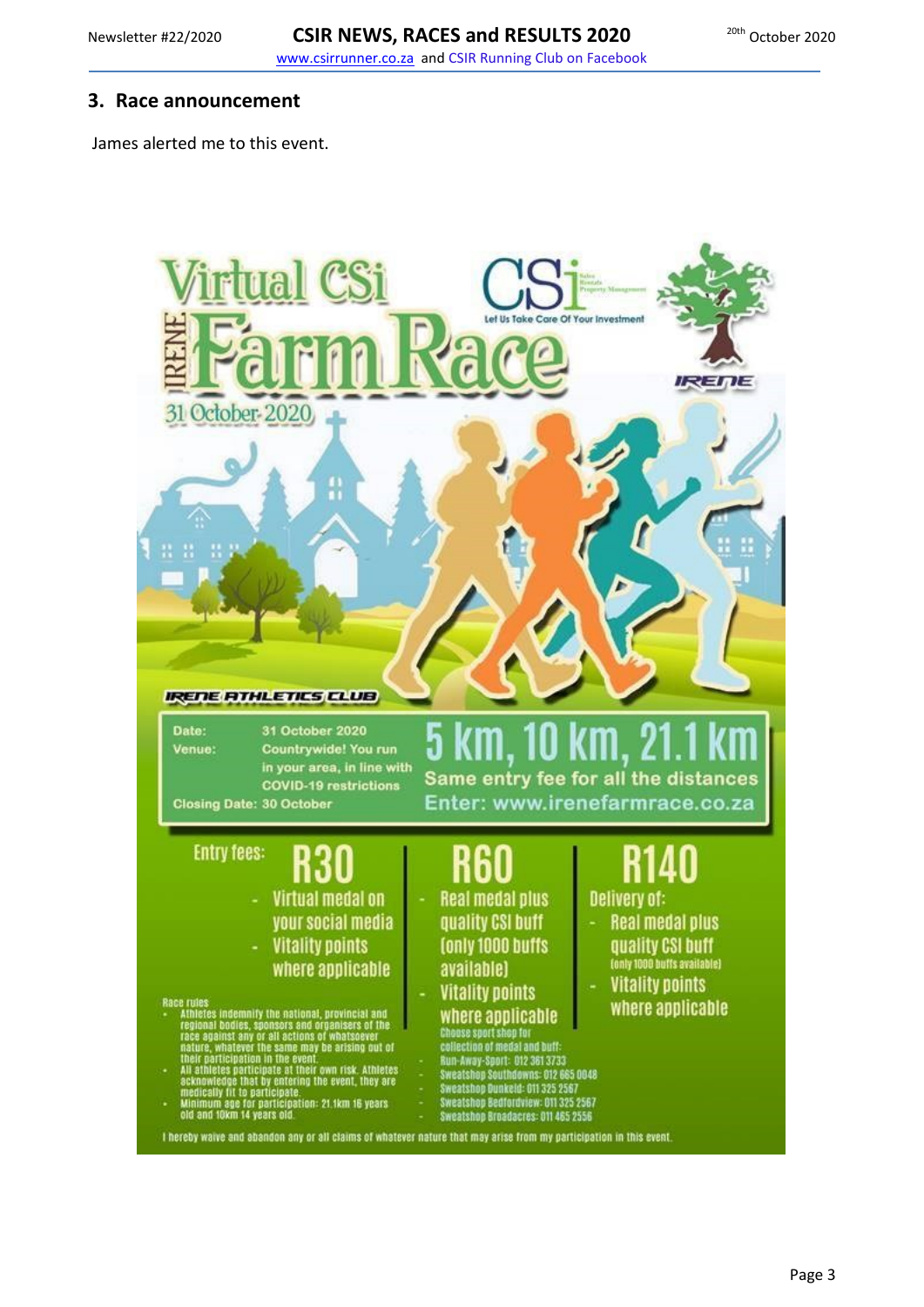## 3. Race announcement

James alerted me to this event.

# Virtual CSi IRENE Farm Race

31 October 2020

CSi Sales Rentals Property Management — Let Us Take Care Of Your Investment

IRENE

IRENE ATHLETICS CLUB

**Date:** 31 October 2020
**Venue:** Countrywide! You run in your area, in line with COVID-19 restrictions
**Closing Date:** 30 October

## 5 km, 10 km, 21.1 km

Same entry fee for all the distances

Enter: www.irenefarmrace.co.za

**Entry fees:**

**R30**
- Virtual medal on your social media
- Vitality points where applicable

**R60**
- Real medal plus quality CSI buff (only 1000 buffs available)
- Vitality points where applicable

Choose sport shop for collection of medal and buff:
- Run-Away-Sport: 012 361 3733
- Sweatshop Southdowns: 012 665 0048
- Sweatshop Dunkeld: 011 325 2567
- Sweatshop Bedfordview: 011 325 2567
- Sweatshop Broadacres: 011 465 2556

**R140**

Delivery of:
- Real medal plus quality CSI buff (only 1000 buffs available)
- Vitality points where applicable

**Race rules**
- Athletes indemnify the national, provincial and regional bodies, sponsors and organisers of the race against any or all actions of whatsoever nature, whatever the same may be arising out of their participation in the event.
- All athletes participate at their own risk. Athletes acknowledge that by entering the event, they are medically fit to participate.
- Minimum age for participation: 21.1km 16 years old and 10km 14 years old.

I hereby waive and abandon any or all claims of whatever nature that may arise from my participation in this event.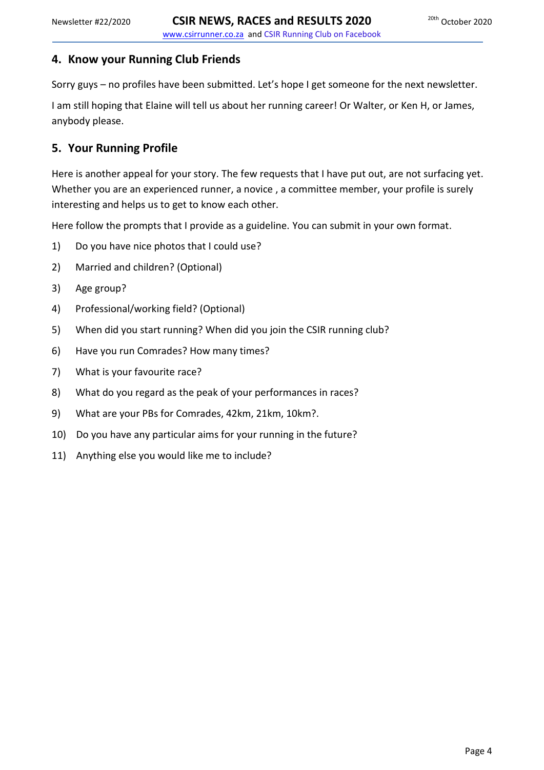## 4. Know your Running Club Friends

Sorry guys – no profiles have been submitted. Let's hope I get someone for the next newsletter.

I am still hoping that Elaine will tell us about her running career! Or Walter, or Ken H, or James, anybody please.

## 5. Your Running Profile

Here is another appeal for your story. The few requests that I have put out, are not surfacing yet. Whether you are an experienced runner, a novice , a committee member, your profile is surely interesting and helps us to get to know each other.

Here follow the prompts that I provide as a guideline. You can submit in your own format.

1) Do you have nice photos that I could use?
2) Married and children? (Optional)
3) Age group?
4) Professional/working field? (Optional)
5) When did you start running? When did you join the CSIR running club?
6) Have you run Comrades? How many times?
7) What is your favourite race?
8) What do you regard as the peak of your performances in races?
9) What are your PBs for Comrades, 42km, 21km, 10km?.
10) Do you have any particular aims for your running in the future?
11) Anything else you would like me to include?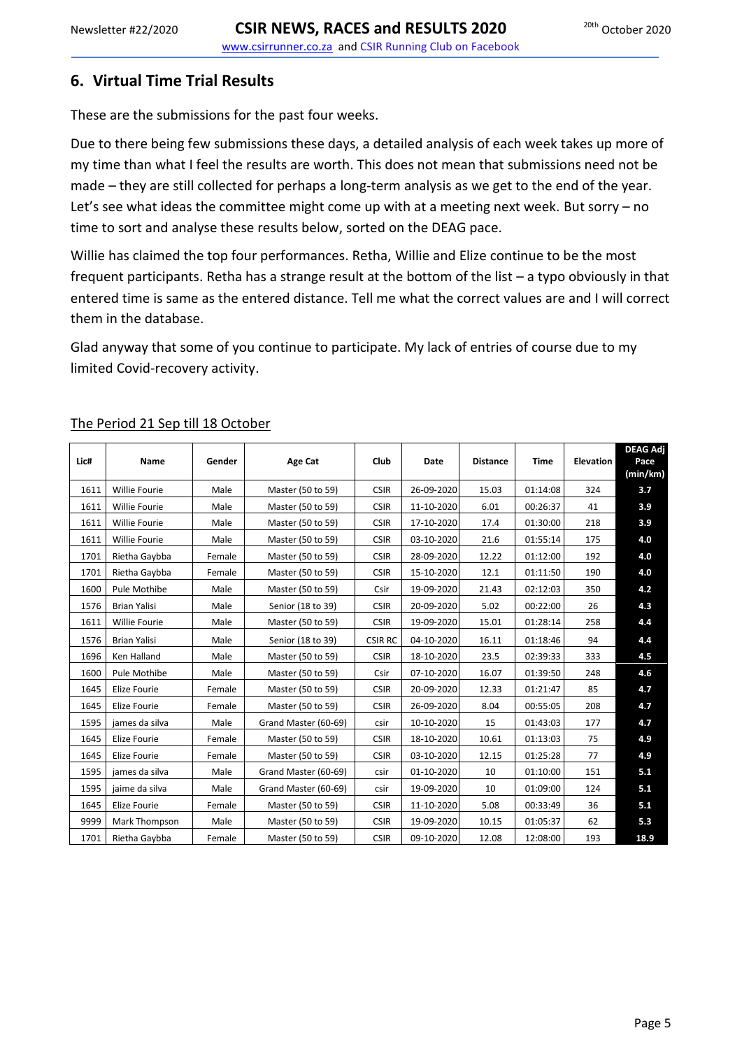## 6. Virtual Time Trial Results

These are the submissions for the past four weeks.

Due to there being few submissions these days, a detailed analysis of each week takes up more of my time than what I feel the results are worth. This does not mean that submissions need not be made – they are still collected for perhaps a long-term analysis as we get to the end of the year. Let's see what ideas the committee might come up with at a meeting next week. But sorry – no time to sort and analyse these results below, sorted on the DEAG pace.

Willie has claimed the top four performances. Retha, Willie and Elize continue to be the most frequent participants. Retha has a strange result at the bottom of the list – a typo obviously in that entered time is same as the entered distance. Tell me what the correct values are and I will correct them in the database.

Glad anyway that some of you continue to participate. My lack of entries of course due to my limited Covid-recovery activity.

The Period 21 Sep till 18 October

| Lic# | Name | Gender | Age Cat | Club | Date | Distance | Time | Elevation | DEAG Adj Pace (min/km) |
|---|---|---|---|---|---|---|---|---|---|
| 1611 | Willie Fourie | Male | Master (50 to 59) | CSIR | 26-09-2020 | 15.03 | 01:14:08 | 324 | 3.7 |
| 1611 | Willie Fourie | Male | Master (50 to 59) | CSIR | 11-10-2020 | 6.01 | 00:26:37 | 41 | 3.9 |
| 1611 | Willie Fourie | Male | Master (50 to 59) | CSIR | 17-10-2020 | 17.4 | 01:30:00 | 218 | 3.9 |
| 1611 | Willie Fourie | Male | Master (50 to 59) | CSIR | 03-10-2020 | 21.6 | 01:55:14 | 175 | 4.0 |
| 1701 | Rietha Gaybba | Female | Master (50 to 59) | CSIR | 28-09-2020 | 12.22 | 01:12:00 | 192 | 4.0 |
| 1701 | Rietha Gaybba | Female | Master (50 to 59) | CSIR | 15-10-2020 | 12.1 | 01:11:50 | 190 | 4.0 |
| 1600 | Pule Mothibe | Male | Master (50 to 59) | Csir | 19-09-2020 | 21.43 | 02:12:03 | 350 | 4.2 |
| 1576 | Brian Yalisi | Male | Senior (18 to 39) | CSIR | 20-09-2020 | 5.02 | 00:22:00 | 26 | 4.3 |
| 1611 | Willie Fourie | Male | Master (50 to 59) | CSIR | 19-09-2020 | 15.01 | 01:28:14 | 258 | 4.4 |
| 1576 | Brian Yalisi | Male | Senior (18 to 39) | CSIR RC | 04-10-2020 | 16.11 | 01:18:46 | 94 | 4.4 |
| 1696 | Ken Halland | Male | Master (50 to 59) | CSIR | 18-10-2020 | 23.5 | 02:39:33 | 333 | 4.5 |
| 1600 | Pule Mothibe | Male | Master (50 to 59) | Csir | 07-10-2020 | 16.07 | 01:39:50 | 248 | 4.6 |
| 1645 | Elize Fourie | Female | Master (50 to 59) | CSIR | 20-09-2020 | 12.33 | 01:21:47 | 85 | 4.7 |
| 1645 | Elize Fourie | Female | Master (50 to 59) | CSIR | 26-09-2020 | 8.04 | 00:55:05 | 208 | 4.7 |
| 1595 | james da silva | Male | Grand Master (60-69) | csir | 10-10-2020 | 15 | 01:43:03 | 177 | 4.7 |
| 1645 | Elize Fourie | Female | Master (50 to 59) | CSIR | 18-10-2020 | 10.61 | 01:13:03 | 75 | 4.9 |
| 1645 | Elize Fourie | Female | Master (50 to 59) | CSIR | 03-10-2020 | 12.15 | 01:25:28 | 77 | 4.9 |
| 1595 | james da silva | Male | Grand Master (60-69) | csir | 01-10-2020 | 10 | 01:10:00 | 151 | 5.1 |
| 1595 | jaime da silva | Male | Grand Master (60-69) | csir | 19-09-2020 | 10 | 01:09:00 | 124 | 5.1 |
| 1645 | Elize Fourie | Female | Master (50 to 59) | CSIR | 11-10-2020 | 5.08 | 00:33:49 | 36 | 5.1 |
| 9999 | Mark Thompson | Male | Master (50 to 59) | CSIR | 19-09-2020 | 10.15 | 01:05:37 | 62 | 5.3 |
| 1701 | Rietha Gaybba | Female | Master (50 to 59) | CSIR | 09-10-2020 | 12.08 | 12:08:00 | 193 | 18.9 |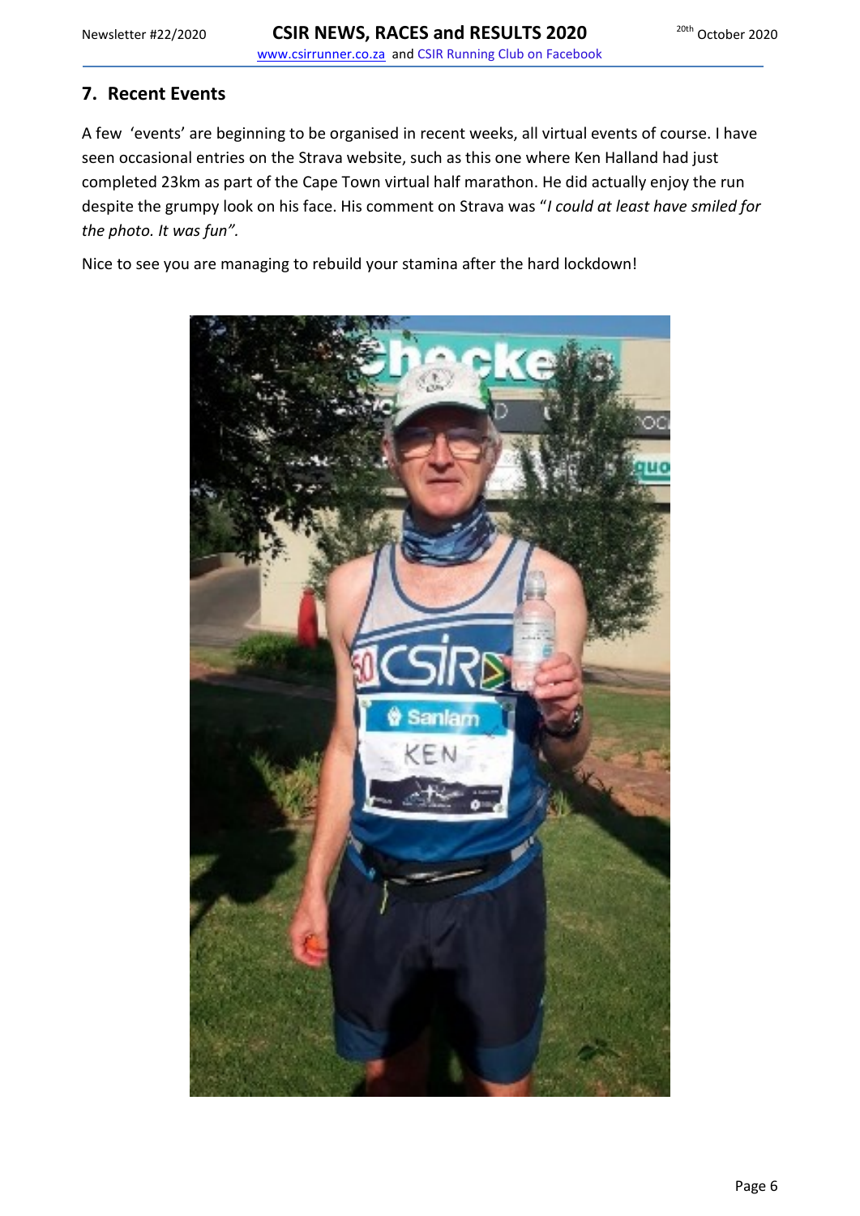## 7. Recent Events

A few 'events' are beginning to be organised in recent weeks, all virtual events of course. I have seen occasional entries on the Strava website, such as this one where Ken Halland had just completed 23km as part of the Cape Town virtual half marathon. He did actually enjoy the run despite the grumpy look on his face. His comment on Strava was "*I could at least have smiled for the photo. It was fun".*

Nice to see you are managing to rebuild your stamina after the hard lockdown!